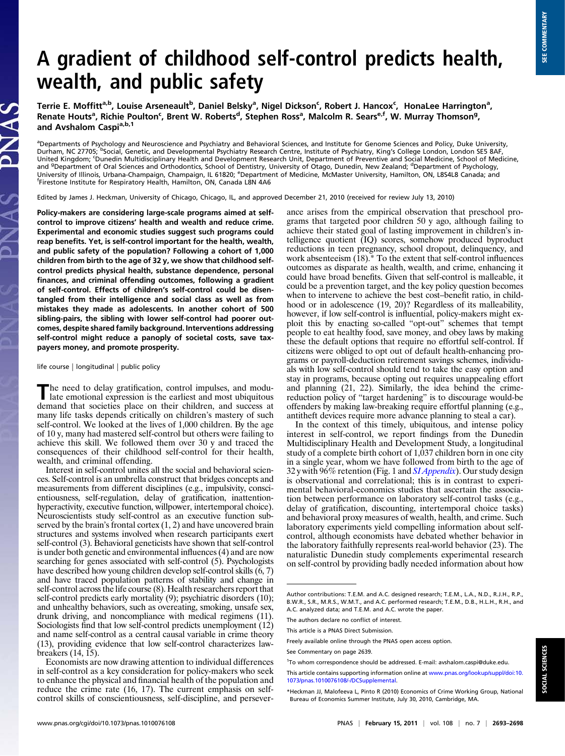# A gradient of childhood self-control predicts health, wealth, and public safety

Terrie E. Moffitt[a,b], Louise Arseneault[b], Daniel Belsky[a], Nigel Dickson[c], Robert J. Hancox[c], HonaLee Harrington[a], Renate Houts[a], Richie Poulton[c], Brent W. Roberts[d], Stephen Ross[a], Malcolm R. Sears[e,f], W. Murray Thomson[g], and Avshalom Caspi[a,b,1]

[a]Departments of Psychology and Neuroscience and Psychiatry and Behavioral Sciences, and Institute for Genome Sciences and Policy, Duke University, Durham, NC 27705; [b]Social, Genetic, and Developmental Psychiatry Research Centre, Institute of Psychiatry, King's College London, London SE5 8AF, United Kingdom; [c]Dunedin Multidisciplinary Health and Development Research Unit, Department of Preventive and Social Medicine, School of Medicine, and [g]Department of Oral Sciences and Orthodontics, School of Dentistry, University of Otago, Dunedin, New Zealand; [d]Department of Psychology, University of Illinois, Urbana-Champaign, Champaign, IL 61820; [e]Department of Medicine, McMaster University, Hamilton, ON, L8S4L8 Canada; and [f]Firestone Institute for Respiratory Health, Hamilton, ON, Canada L8N 4A6

Edited by James J. Heckman, University of Chicago, Chicago, IL, and approved December 21, 2010 (received for review July 13, 2010)

**Policy-makers are considering large-scale programs aimed at self-control to improve citizens' health and wealth and reduce crime. Experimental and economic studies suggest such programs could reap benefits. Yet, is self-control important for the health, wealth, and public safety of the population? Following a cohort of 1,000 children from birth to the age of 32 y, we show that childhood self-control predicts physical health, substance dependence, personal finances, and criminal offending outcomes, following a gradient of self-control. Effects of children's self-control could be disentangled from their intelligence and social class as well as from mistakes they made as adolescents. In another cohort of 500 sibling-pairs, the sibling with lower self-control had poorer outcomes, despite shared family background. Interventions addressing self-control might reduce a panoply of societal costs, save taxpayers money, and promote prosperity.**

life course | longitudinal | public policy

The need to delay gratification, control impulses, and modulate emotional expression is the earliest and most ubiquitous demand that societies place on their children, and success at many life tasks depends critically on children's mastery of such self-control. We looked at the lives of 1,000 children. By the age of 10 y, many had mastered self-control but others were failing to achieve this skill. We followed them over 30 y and traced the consequences of their childhood self-control for their health, wealth, and criminal offending.

Interest in self-control unites all the social and behavioral sciences. Self-control is an umbrella construct that bridges concepts and measurements from different disciplines (e.g., impulsivity, conscientiousness, self-regulation, delay of gratification, inattention-hyperactivity, executive function, willpower, intertemporal choice). Neuroscientists study self-control as an executive function subserved by the brain's frontal cortex (1, 2) and have uncovered brain structures and systems involved when research participants exert self-control (3). Behavioral geneticists have shown that self-control is under both genetic and environmental influences (4) and are now searching for genes associated with self-control (5). Psychologists have described how young children develop self-control skills (6, 7) and have traced population patterns of stability and change in self-control across the life course (8). Health researchers report that self-control predicts early mortality (9); psychiatric disorders (10); and unhealthy behaviors, such as overeating, smoking, unsafe sex, drunk driving, and noncompliance with medical regimens (11). Sociologists find that low self-control predicts unemployment (12) and name self-control as a central causal variable in crime theory (13), providing evidence that low self-control characterizes lawbreakers (14, 15).

Economists are now drawing attention to individual differences in self-control as a key consideration for policy-makers who seek to enhance the physical and financial health of the population and reduce the crime rate (16, 17). The current emphasis on self-control skills of conscientiousness, self-discipline, and perseverance arises from the empirical observation that preschool programs that targeted poor children 50 y ago, although failing to achieve their stated goal of lasting improvement in children's intelligence quotient (IQ) scores, somehow produced byproduct reductions in teen pregnancy, school dropout, delinquency, and work absenteeism (18).* To the extent that self-control influences outcomes as disparate as health, wealth, and crime, enhancing it could have broad benefits. Given that self-control is malleable, it could be a prevention target, and the key policy question becomes when to intervene to achieve the best cost–benefit ratio, in childhood or in adolescence (19, 20)? Regardless of its malleability, however, if low self-control is influential, policy-makers might exploit this by enacting so-called "opt-out" schemes that tempt people to eat healthy food, save money, and obey laws by making these the default options that require no effortful self-control. If citizens were obliged to opt out of default health-enhancing programs or payroll-deduction retirement savings schemes, individuals with low self-control should tend to take the easy option and stay in programs, because opting out requires unappealing effort and planning (21, 22). Similarly, the idea behind the crime-reduction policy of "target hardening" is to discourage would-be offenders by making law-breaking require effortful planning (e.g., antitheft devices require more advance planning to steal a car).

In the context of this timely, ubiquitous, and intense policy interest in self-control, we report findings from the Dunedin Multidisciplinary Health and Development Study, a longitudinal study of a complete birth cohort of 1,037 children born in one city in a single year, whom we have followed from birth to the age of 32 y with 96% retention (Fig. 1 and *SI Appendix*). Our study design is observational and correlational; this is in contrast to experimental behavioral-economics studies that ascertain the association between performance on laboratory self-control tasks (e.g., delay of gratification, discounting, intertemporal choice tasks) and behavioral proxy measures of wealth, health, and crime. Such laboratory experiments yield compelling information about self-control, although economists have debated whether behavior in the laboratory faithfully represents real-world behavior (23). The naturalistic Dunedin study complements experimental research on self-control by providing badly needed information about how

---

Author contributions: T.E.M. and A.C. designed research; T.E.M., L.A., N.D., R.J.H., R.P., B.W.R., S.R., M.R.S., W.M.T., and A.C. performed research; T.E.M., D.B., H.L.H., R.H., and A.C. analyzed data; and T.E.M. and A.C. wrote the paper.

The authors declare no conflict of interest.

This article is a PNAS Direct Submission.

Freely available online through the PNAS open access option.

See Commentary on page 2639.

[1]To whom correspondence should be addressed. E-mail: avshalom.caspi@duke.edu.

This article contains supporting information online at www.pnas.org/lookup/suppl/doi:10.1073/pnas.1010076108/-/DCSupplemental.

*Heckman JJ, Malofeeva L, Pinto R (2010) Economics of Crime Working Group, National Bureau of Economics Summer Institute, July 30, 2010, Cambridge, MA.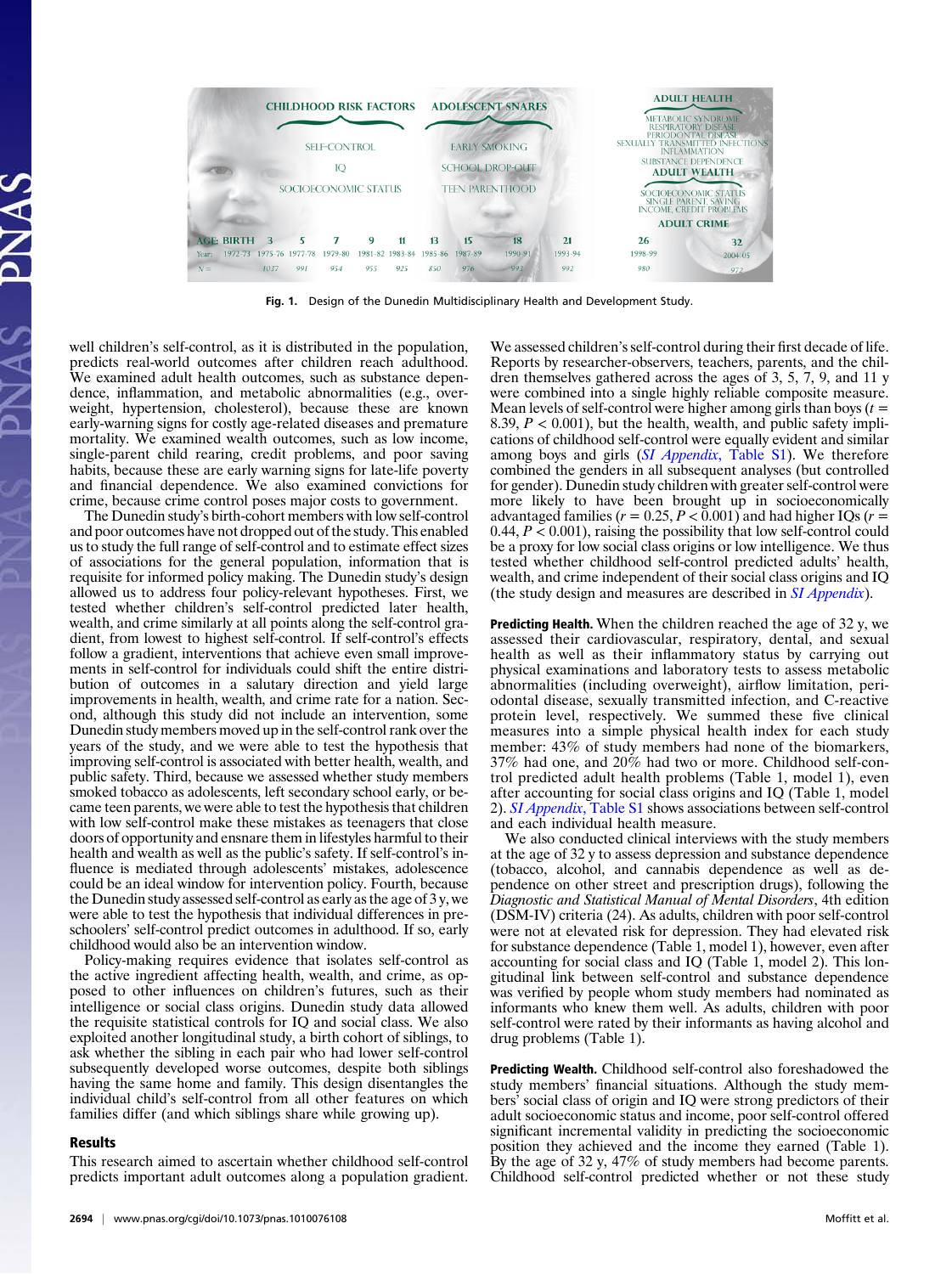CHILDHOOD RISK FACTORS

SELF-CONTROL

IQ

SOCIOECONOMIC STATUS

ADOLESCENT SNARES

EARLY SMOKING

SCHOOL DROP-OUT

TEEN PARENTHOOD

ADULT HEALTH

METABOLIC SYNDROME
RESPIRATORY DISEASE
PERIODONTAL DISEASE
SEXUALLY TRANSMITTED INFECTIONS
INFLAMMATION
SUBSTANCE DEPENDENCE

ADULT WEALTH

SOCIOECONOMIC STATUS
SINGLE PARENT, SAVING
INCOME, CREDIT PROBLEMS

ADULT CRIME

AGE: BIRTH 3 5 7 9 11 13 15 18 21 26 32

Year: 1972-73 1975-76 1977-78 1979-80 1981-82 1983-84 1985-86 1987-89 1990-91 1993-94 1998-99 2004-05

N = 1037 991 954 955 925 850 976 993 992 980 972

**Fig. 1.** Design of the Dunedin Multidisciplinary Health and Development Study.

well children's self-control, as it is distributed in the population, predicts real-world outcomes after children reach adulthood. We examined adult health outcomes, such as substance dependence, inflammation, and metabolic abnormalities (e.g., overweight, hypertension, cholesterol), because these are known early-warning signs for costly age-related diseases and premature mortality. We examined wealth outcomes, such as low income, single-parent child rearing, credit problems, and poor saving habits, because these are early warning signs for late-life poverty and financial dependence. We also examined convictions for crime, because crime control poses major costs to government.

The Dunedin study's birth-cohort members with low self-control and poor outcomes have not dropped out of the study. This enabled us to study the full range of self-control and to estimate effect sizes of associations for the general population, information that is requisite for informed policy making. The Dunedin study's design allowed us to address four policy-relevant hypotheses. First, we tested whether children's self-control predicted later health, wealth, and crime similarly at all points along the self-control gradient, from lowest to highest self-control. If self-control's effects follow a gradient, interventions that achieve even small improvements in self-control for individuals could shift the entire distribution of outcomes in a salutary direction and yield large improvements in health, wealth, and crime rate for a nation. Second, although this study did not include an intervention, some Dunedin study members moved up in the self-control rank over the years of the study, and we were able to test the hypothesis that improving self-control is associated with better health, wealth, and public safety. Third, because we assessed whether study members smoked tobacco as adolescents, left secondary school early, or became teen parents, we were able to test the hypothesis that children with low self-control make these mistakes as teenagers that close doors of opportunity and ensnare them in lifestyles harmful to their health and wealth as well as the public's safety. If self-control's influence is mediated through adolescents' mistakes, adolescence could be an ideal window for intervention policy. Fourth, because the Dunedin study assessed self-control as early as the age of 3 y, we were able to test the hypothesis that individual differences in preschoolers' self-control predict outcomes in adulthood. If so, early childhood would also be an intervention window.

Policy-making requires evidence that isolates self-control as the active ingredient affecting health, wealth, and crime, as opposed to other influences on children's futures, such as their intelligence or social class origins. Dunedin study data allowed the requisite statistical controls for IQ and social class. We also exploited another longitudinal study, a birth cohort of siblings, to ask whether the sibling in each pair who had lower self-control subsequently developed worse outcomes, despite both siblings having the same home and family. This design disentangles the individual child's self-control from all other features on which families differ (and which siblings share while growing up).

## Results

This research aimed to ascertain whether childhood self-control predicts important adult outcomes along a population gradient. We assessed children's self-control during their first decade of life. Reports by researcher-observers, teachers, parents, and the children themselves gathered across the ages of 3, 5, 7, 9, and 11 y were combined into a single highly reliable composite measure. Mean levels of self-control were higher among girls than boys ($t$ = 8.39, $P < 0.001$), but the health, wealth, and public safety implications of childhood self-control were equally evident and similar among boys and girls (*SI Appendix*, Table S1). We therefore combined the genders in all subsequent analyses (but controlled for gender). Dunedin study children with greater self-control were more likely to have been brought up in socioeconomically advantaged families ($r$ = 0.25, $P < 0.001$) and had higher IQs ($r$ = 0.44, $P < 0.001$), raising the possibility that low self-control could be a proxy for low social class origins or low intelligence. We thus tested whether childhood self-control predicted adults' health, wealth, and crime independent of their social class origins and IQ (the study design and measures are described in *SI Appendix*).

**Predicting Health.** When the children reached the age of 32 y, we assessed their cardiovascular, respiratory, dental, and sexual health as well as their inflammatory status by carrying out physical examinations and laboratory tests to assess metabolic abnormalities (including overweight), airflow limitation, periodontal disease, sexually transmitted infection, and C-reactive protein level, respectively. We summed these five clinical measures into a simple physical health index for each study member: 43% of study members had none of the biomarkers, 37% had one, and 20% had two or more. Childhood self-control predicted adult health problems (Table 1, model 1), even after accounting for social class origins and IQ (Table 1, model 2). *SI Appendix*, Table S1 shows associations between self-control and each individual health measure.

We also conducted clinical interviews with the study members at the age of 32 y to assess depression and substance dependence (tobacco, alcohol, and cannabis dependence as well as dependence on other street and prescription drugs), following the *Diagnostic and Statistical Manual of Mental Disorders*, 4th edition (DSM-IV) criteria (24). As adults, children with poor self-control were not at elevated risk for depression. They had elevated risk for substance dependence (Table 1, model 1), however, even after accounting for social class and IQ (Table 1, model 2). This longitudinal link between self-control and substance dependence was verified by people whom study members had nominated as informants who knew them well. As adults, children with poor self-control were rated by their informants as having alcohol and drug problems (Table 1).

**Predicting Wealth.** Childhood self-control also foreshadowed the study members' financial situations. Although the study members' social class of origin and IQ were strong predictors of their adult socioeconomic status and income, poor self-control offered significant incremental validity in predicting the socioeconomic position they achieved and the income they earned (Table 1). By the age of 32 y, 47% of study members had become parents. Childhood self-control predicted whether or not these study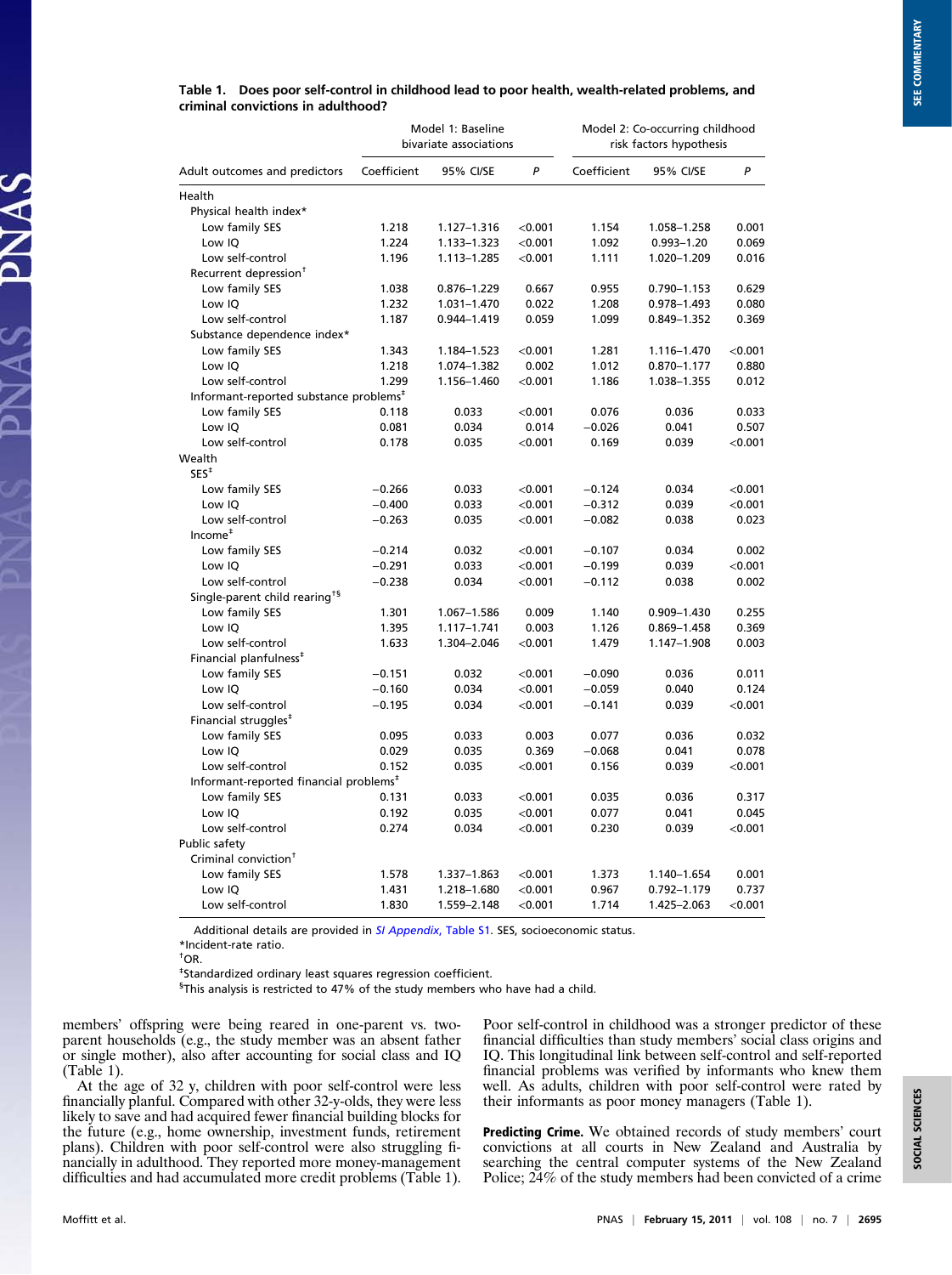**Table 1. Does poor self-control in childhood lead to poor health, wealth-related problems, and criminal convictions in adulthood?**

| | Model 1: Baseline bivariate associations | | | Model 2: Co-occurring childhood risk factors hypothesis | | |
|---|---|---|---|---|---|---|
| Adult outcomes and predictors | Coefficient | 95% CI/SE | *P* | Coefficient | 95% CI/SE | *P* |
| **Health** | | | | | | |
| Physical health index* | | | | | | |
| Low family SES | 1.218 | 1.127–1.316 | <0.001 | 1.154 | 1.058–1.258 | 0.001 |
| Low IQ | 1.224 | 1.133–1.323 | <0.001 | 1.092 | 0.993–1.20 | 0.069 |
| Low self-control | 1.196 | 1.113–1.285 | <0.001 | 1.111 | 1.020–1.209 | 0.016 |
| Recurrent depression† | | | | | | |
| Low family SES | 1.038 | 0.876–1.229 | 0.667 | 0.955 | 0.790–1.153 | 0.629 |
| Low IQ | 1.232 | 1.031–1.470 | 0.022 | 1.208 | 0.978–1.493 | 0.080 |
| Low self-control | 1.187 | 0.944–1.419 | 0.059 | 1.099 | 0.849–1.352 | 0.369 |
| Substance dependence index* | | | | | | |
| Low family SES | 1.343 | 1.184–1.523 | <0.001 | 1.281 | 1.116–1.470 | <0.001 |
| Low IQ | 1.218 | 1.074–1.382 | 0.002 | 1.012 | 0.870–1.177 | 0.880 |
| Low self-control | 1.299 | 1.156–1.460 | <0.001 | 1.186 | 1.038–1.355 | 0.012 |
| Informant-reported substance problems‡ | | | | | | |
| Low family SES | 0.118 | 0.033 | <0.001 | 0.076 | 0.036 | 0.033 |
| Low IQ | 0.081 | 0.034 | 0.014 | −0.026 | 0.041 | 0.507 |
| Low self-control | 0.178 | 0.035 | <0.001 | 0.169 | 0.039 | <0.001 |
| **Wealth** | | | | | | |
| SES‡ | | | | | | |
| Low family SES | −0.266 | 0.033 | <0.001 | −0.124 | 0.034 | <0.001 |
| Low IQ | −0.400 | 0.033 | <0.001 | −0.312 | 0.039 | <0.001 |
| Low self-control | −0.263 | 0.035 | <0.001 | −0.082 | 0.038 | 0.023 |
| Income‡ | | | | | | |
| Low family SES | −0.214 | 0.032 | <0.001 | −0.107 | 0.034 | 0.002 |
| Low IQ | −0.291 | 0.033 | <0.001 | −0.199 | 0.039 | <0.001 |
| Low self-control | −0.238 | 0.034 | <0.001 | −0.112 | 0.038 | 0.002 |
| Single-parent child rearing†§ | | | | | | |
| Low family SES | 1.301 | 1.067–1.586 | 0.009 | 1.140 | 0.909–1.430 | 0.255 |
| Low IQ | 1.395 | 1.117–1.741 | 0.003 | 1.126 | 0.869–1.458 | 0.369 |
| Low self-control | 1.633 | 1.304–2.046 | <0.001 | 1.479 | 1.147–1.908 | 0.003 |
| Financial planfulness‡ | | | | | | |
| Low family SES | −0.151 | 0.032 | <0.001 | −0.090 | 0.036 | 0.011 |
| Low IQ | −0.160 | 0.034 | <0.001 | −0.059 | 0.040 | 0.124 |
| Low self-control | −0.195 | 0.034 | <0.001 | −0.141 | 0.039 | <0.001 |
| Financial struggles‡ | | | | | | |
| Low family SES | 0.095 | 0.033 | 0.003 | 0.077 | 0.036 | 0.032 |
| Low IQ | 0.029 | 0.035 | 0.369 | −0.068 | 0.041 | 0.078 |
| Low self-control | 0.152 | 0.035 | <0.001 | 0.156 | 0.039 | <0.001 |
| Informant-reported financial problems‡ | | | | | | |
| Low family SES | 0.131 | 0.033 | <0.001 | 0.035 | 0.036 | 0.317 |
| Low IQ | 0.192 | 0.035 | <0.001 | 0.077 | 0.041 | 0.045 |
| Low self-control | 0.274 | 0.034 | <0.001 | 0.230 | 0.039 | <0.001 |
| **Public safety** | | | | | | |
| Criminal conviction† | | | | | | |
| Low family SES | 1.578 | 1.337–1.863 | <0.001 | 1.373 | 1.140–1.654 | 0.001 |
| Low IQ | 1.431 | 1.218–1.680 | <0.001 | 0.967 | 0.792–1.179 | 0.737 |
| Low self-control | 1.830 | 1.559–2.148 | <0.001 | 1.714 | 1.425–2.063 | <0.001 |

Additional details are provided in *SI Appendix*, Table S1. SES, socioeconomic status.
*Incident-rate ratio.
†OR.
‡Standardized ordinary least squares regression coefficient.
§This analysis is restricted to 47% of the study members who have had a child.

members' offspring were being reared in one-parent vs. two-parent households (e.g., the study member was an absent father or single mother), also after accounting for social class and IQ (Table 1).

At the age of 32 y, children with poor self-control were less financially planful. Compared with other 32-y-olds, they were less likely to save and had acquired fewer financial building blocks for the future (e.g., home ownership, investment funds, retirement plans). Children with poor self-control were also struggling financially in adulthood. They reported more money-management difficulties and had accumulated more credit problems (Table 1). Poor self-control in childhood was a stronger predictor of these financial difficulties than study members' social class origins and IQ. This longitudinal link between self-control and self-reported financial problems was verified by informants who knew them well. As adults, children with poor self-control were rated by their informants as poor money managers (Table 1).

**Predicting Crime.** We obtained records of study members' court convictions at all courts in New Zealand and Australia by searching the central computer systems of the New Zealand Police; 24% of the study members had been convicted of a crime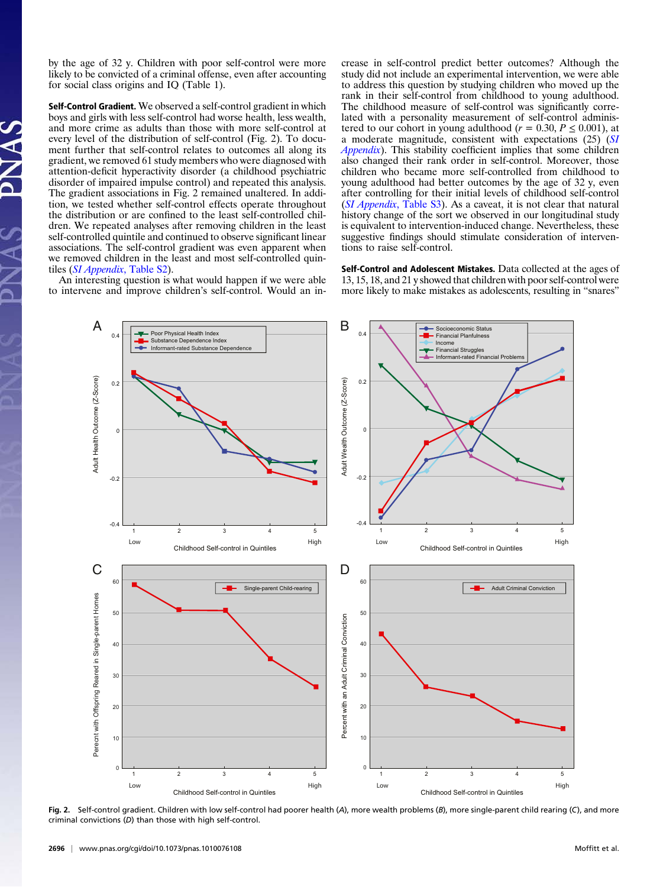by the age of 32 y. Children with poor self-control were more likely to be convicted of a criminal offense, even after accounting for social class origins and IQ (Table 1).

**Self-Control Gradient.** We observed a self-control gradient in which boys and girls with less self-control had worse health, less wealth, and more crime as adults than those with more self-control at every level of the distribution of self-control (Fig. 2). To document further that self-control relates to outcomes all along its gradient, we removed 61 study members who were diagnosed with attention-deficit hyperactivity disorder (a childhood psychiatric disorder of impaired impulse control) and repeated this analysis. The gradient associations in Fig. 2 remained unaltered. In addition, we tested whether self-control effects operate throughout the distribution or are confined to the least self-controlled children. We repeated analyses after removing children in the least self-controlled quintile and continued to observe significant linear associations. The self-control gradient was even apparent when we removed children in the least and most self-controlled quintiles (*SI Appendix*, Table S2).

An interesting question is what would happen if we were able to intervene and improve children's self-control. Would an increase in self-control predict better outcomes? Although the study did not include an experimental intervention, we were able to address this question by studying children who moved up the rank in their self-control from childhood to young adulthood. The childhood measure of self-control was significantly correlated with a personality measurement of self-control administered to our cohort in young adulthood ($r = 0.30$, $P \leq 0.001$), at a moderate magnitude, consistent with expectations (25) (*SI Appendix*). This stability coefficient implies that some children also changed their rank order in self-control. Moreover, those children who became more self-controlled from childhood to young adulthood had better outcomes by the age of 32 y, even after controlling for their initial levels of childhood self-control (*SI Appendix*, Table S3). As a caveat, it is not clear that natural history change of the sort we observed in our longitudinal study is equivalent to intervention-induced change. Nevertheless, these suggestive findings should stimulate consideration of interventions to raise self-control.

**Self-Control and Adolescent Mistakes.** Data collected at the ages of 13, 15, 18, and 21 y showed that children with poor self-control were more likely to make mistakes as adolescents, resulting in "snares"

**Fig. 2.** Self-control gradient. Children with low self-control had poorer health (*A*), more wealth problems (*B*), more single-parent child rearing (*C*), and more criminal convictions (*D*) than those with high self-control.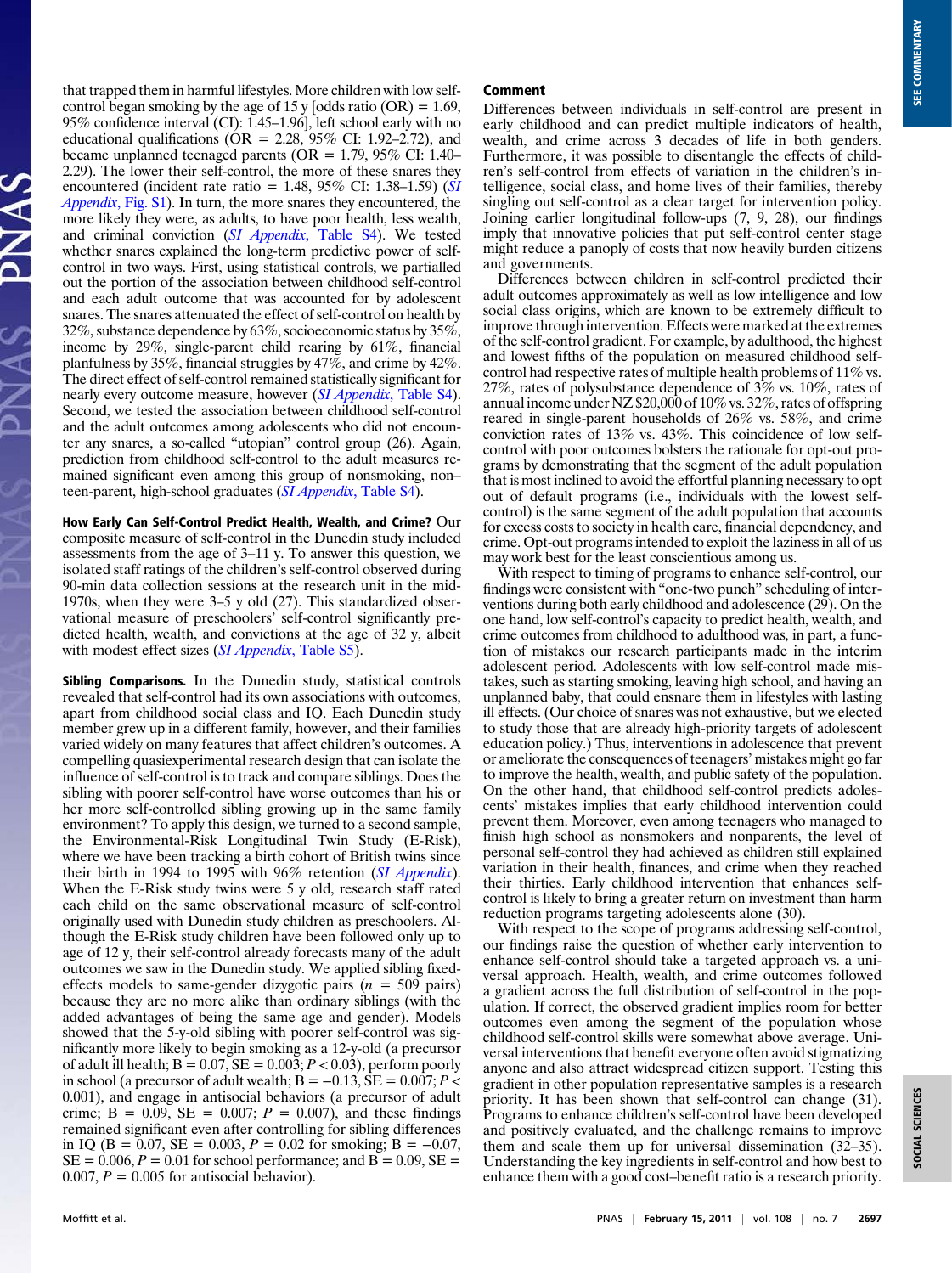that trapped them in harmful lifestyles. More children with low self-control began smoking by the age of 15 y [odds ratio (OR) = 1.69, 95% confidence interval (CI): 1.45–1.96], left school early with no educational qualifications (OR = 2.28, 95% CI: 1.92–2.72), and became unplanned teenaged parents (OR = 1.79, 95% CI: 1.40–2.29). The lower their self-control, the more of these snares they encountered (incident rate ratio = 1.48, 95% CI: 1.38–1.59) (*SI Appendix*, Fig. S1). In turn, the more snares they encountered, the more likely they were, as adults, to have poor health, less wealth, and criminal conviction (*SI Appendix*, Table S4). We tested whether snares explained the long-term predictive power of self-control in two ways. First, using statistical controls, we partialled out the portion of the association between childhood self-control and each adult outcome that was accounted for by adolescent snares. The snares attenuated the effect of self-control on health by 32%, substance dependence by 63%, socioeconomic status by 35%, income by 29%, single-parent child rearing by 61%, financial planfulness by 35%, financial struggles by 47%, and crime by 42%. The direct effect of self-control remained statistically significant for nearly every outcome measure, however (*SI Appendix*, Table S4). Second, we tested the association between childhood self-control and the adult outcomes among adolescents who did not encounter any snares, a so-called "utopian" control group (26). Again, prediction from childhood self-control to the adult measures remained significant even among this group of nonsmoking, non–teen-parent, high-school graduates (*SI Appendix*, Table S4).

**How Early Can Self-Control Predict Health, Wealth, and Crime?** Our composite measure of self-control in the Dunedin study included assessments from the age of 3–11 y. To answer this question, we isolated staff ratings of the children's self-control observed during 90-min data collection sessions at the research unit in the mid-1970s, when they were 3–5 y old (27). This standardized observational measure of preschoolers' self-control significantly predicted health, wealth, and convictions at the age of 32 y, albeit with modest effect sizes (*SI Appendix*, Table S5).

**Sibling Comparisons.** In the Dunedin study, statistical controls revealed that self-control had its own associations with outcomes, apart from childhood social class and IQ. Each Dunedin study member grew up in a different family, however, and their families varied widely on many features that affect children's outcomes. A compelling quasiexperimental research design that can isolate the influence of self-control is to track and compare siblings. Does the sibling with poorer self-control have worse outcomes than his or her more self-controlled sibling growing up in the same family environment? To apply this design, we turned to a second sample, the Environmental-Risk Longitudinal Twin Study (E-Risk), where we have been tracking a birth cohort of British twins since their birth in 1994 to 1995 with 96% retention (*SI Appendix*). When the E-Risk study twins were 5 y old, research staff rated each child on the same observational measure of self-control originally used with Dunedin study children as preschoolers. Although the E-Risk study children have been followed only up to age of 12 y, their self-control already forecasts many of the adult outcomes we saw in the Dunedin study. We applied sibling fixed-effects models to same-gender dizygotic pairs ($n$ = 509 pairs) because they are no more alike than ordinary siblings (with the added advantages of being the same age and gender). Models showed that the 5-y-old sibling with poorer self-control was significantly more likely to begin smoking as a 12-y-old (a precursor of adult ill health; B = 0.07, SE = 0.003; $P < 0.03$), perform poorly in school (a precursor of adult wealth; B = −0.13, SE = 0.007; $P < 0.001$), and engage in antisocial behaviors (a precursor of adult crime; B = 0.09, SE = 0.007; $P = 0.007$), and these findings remained significant even after controlling for sibling differences in IQ (B = 0.07, SE = 0.003, $P = 0.02$ for smoking; B = −0.07, SE = 0.006, $P = 0.01$ for school performance; and B = 0.09, SE = 0.007, $P = 0.005$ for antisocial behavior).

## Comment

Differences between individuals in self-control are present in early childhood and can predict multiple indicators of health, wealth, and crime across 3 decades of life in both genders. Furthermore, it was possible to disentangle the effects of children's self-control from effects of variation in the children's intelligence, social class, and home lives of their families, thereby singling out self-control as a clear target for intervention policy. Joining earlier longitudinal follow-ups (7, 9, 28), our findings imply that innovative policies that put self-control center stage might reduce a panoply of costs that now heavily burden citizens and governments.

Differences between children in self-control predicted their adult outcomes approximately as well as low intelligence and low social class origins, which are known to be extremely difficult to improve through intervention. Effects were marked at the extremes of the self-control gradient. For example, by adulthood, the highest and lowest fifths of the population on measured childhood self-control had respective rates of multiple health problems of 11% vs. 27%, rates of polysubstance dependence of 3% vs. 10%, rates of annual income under NZ $20,000 of 10% vs. 32%, rates of offspring reared in single-parent households of 26% vs. 58%, and crime conviction rates of 13% vs. 43%. This coincidence of low self-control with poor outcomes bolsters the rationale for opt-out programs by demonstrating that the segment of the adult population that is most inclined to avoid the effortful planning necessary to opt out of default programs (i.e., individuals with the lowest self-control) is the same segment of the adult population that accounts for excess costs to society in health care, financial dependency, and crime. Opt-out programs intended to exploit the laziness in all of us may work best for the least conscientious among us.

With respect to timing of programs to enhance self-control, our findings were consistent with "one-two punch" scheduling of interventions during both early childhood and adolescence (29). On the one hand, low self-control's capacity to predict health, wealth, and crime outcomes from childhood to adulthood was, in part, a function of mistakes our research participants made in the interim adolescent period. Adolescents with low self-control made mistakes, such as starting smoking, leaving high school, and having an unplanned baby, that could ensnare them in lifestyles with lasting ill effects. (Our choice of snares was not exhaustive, but we elected to study those that are already high-priority targets of adolescent education policy.) Thus, interventions in adolescence that prevent or ameliorate the consequences of teenagers' mistakes might go far to improve the health, wealth, and public safety of the population. On the other hand, that childhood self-control predicts adolescents' mistakes implies that early childhood intervention could prevent them. Moreover, even among teenagers who managed to finish high school as nonmothers and nonparents, the level of personal self-control they had achieved as children still explained variation in their health, finances, and crime when they reached their thirties. Early childhood intervention that enhances self-control is likely to bring a greater return on investment than harm reduction programs targeting adolescents alone (30).

With respect to the scope of programs addressing self-control, our findings raise the question of whether early intervention to enhance self-control should take a targeted approach vs. a universal approach. Health, wealth, and crime outcomes followed a gradient across the full distribution of self-control in the population. If correct, the observed gradient implies room for better outcomes even among the segment of the population whose childhood self-control skills were somewhat above average. Universal interventions that benefit everyone often avoid stigmatizing anyone and also attract widespread citizen support. Testing this gradient in other population representative samples is a research priority. It has been shown that self-control can change (31). Programs to enhance children's self-control have been developed and positively evaluated, and the challenge remains to improve them and scale them up for universal dissemination (32–35). Understanding the key ingredients in self-control and how best to enhance them with a good cost–benefit ratio is a research priority.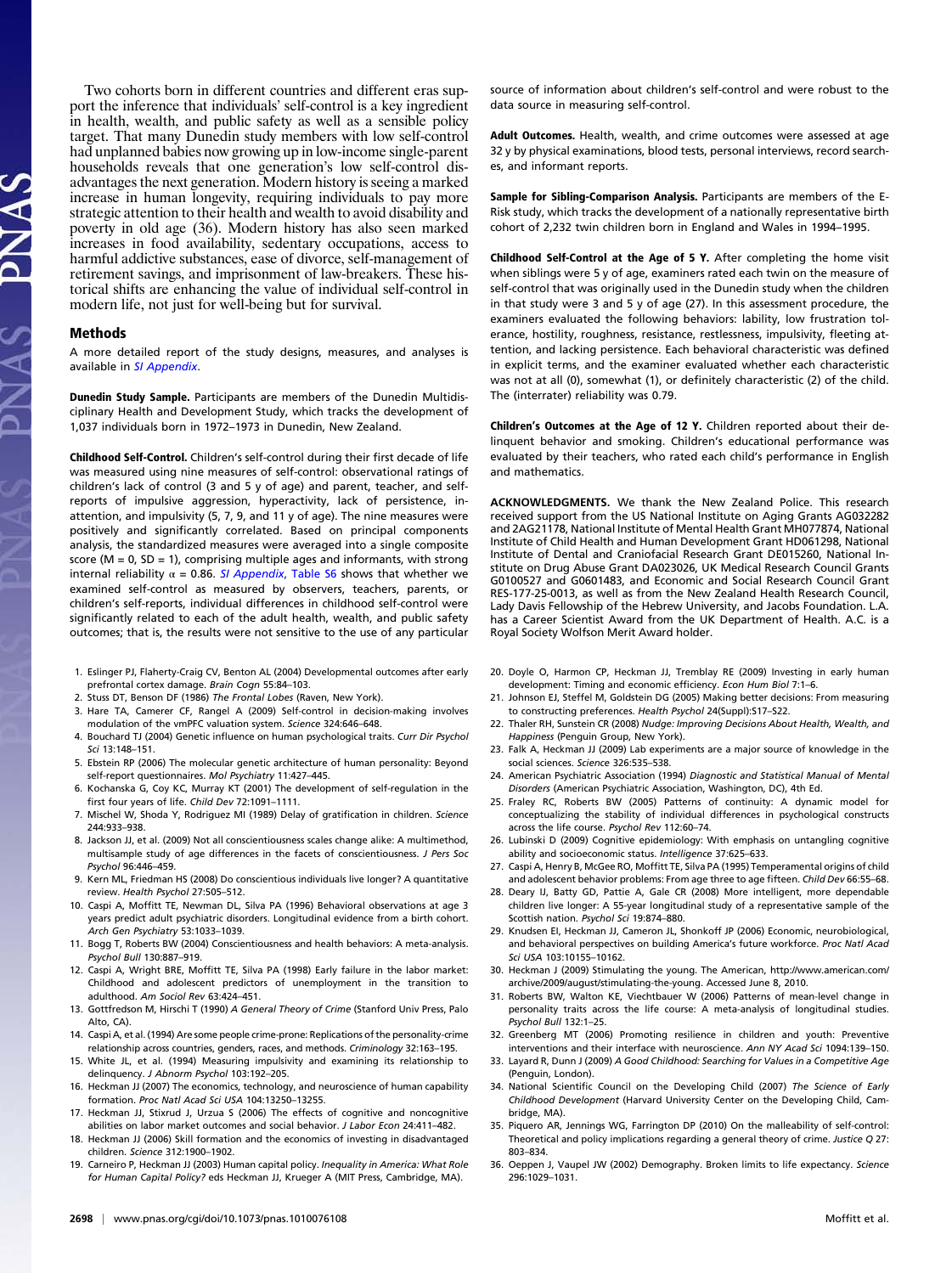Two cohorts born in different countries and different eras support the inference that individuals' self-control is a key ingredient in health, wealth, and public safety as well as a sensible policy target. That many Dunedin study members with low self-control had unplanned babies now growing up in low-income single-parent households reveals that one generation's low self-control disadvantages the next generation. Modern history is seeing a marked increase in human longevity, requiring individuals to pay more strategic attention to their health and wealth to avoid disability and poverty in old age (36). Modern history has also seen marked increases in food availability, sedentary occupations, access to harmful addictive substances, ease of divorce, self-management of retirement savings, and imprisonment of law-breakers. These historical shifts are enhancing the value of individual self-control in modern life, not just for well-being but for survival.

## Methods

A more detailed report of the study designs, measures, and analyses is available in *SI Appendix*.

**Dunedin Study Sample.** Participants are members of the Dunedin Multidisciplinary Health and Development Study, which tracks the development of 1,037 individuals born in 1972–1973 in Dunedin, New Zealand.

**Childhood Self-Control.** Children's self-control during their first decade of life was measured using nine measures of self-control: observational ratings of children's lack of control (3 and 5 y of age) and parent, teacher, and self-reports of impulsive aggression, hyperactivity, lack of persistence, inattention, and impulsivity (5, 7, 9, and 11 y of age). The nine measures were positively and significantly correlated. Based on principal components analysis, the standardized measures were averaged into a single composite score (M = 0, SD = 1), comprising multiple ages and informants, with strong internal reliability $\alpha = 0.86$. *SI Appendix*, Table S6 shows that whether we examined self-control as measured by observers, teachers, parents, or children's self-reports, individual differences in childhood self-control were significantly related to each of the adult health, wealth, and public safety outcomes; that is, the results were not sensitive to the use of any particular source of information about children's self-control and were robust to the data source in measuring self-control.

**Adult Outcomes.** Health, wealth, and crime outcomes were assessed at age 32 y by physical examinations, blood tests, personal interviews, record searches, and informant reports.

**Sample for Sibling-Comparison Analysis.** Participants are members of the E-Risk study, which tracks the development of a nationally representative birth cohort of 2,232 twin children born in England and Wales in 1994–1995.

**Childhood Self-Control at the Age of 5 Y.** After completing the home visit when siblings were 5 y of age, examiners rated each twin on the measure of self-control that was originally used in the Dunedin study when the children in that study were 3 and 5 y of age (27). In this assessment procedure, the examiners evaluated the following behaviors: lability, low frustration tolerance, hostility, roughness, resistance, restlessness, impulsivity, fleeting attention, and lacking persistence. Each behavioral characteristic was defined in explicit terms, and the examiner evaluated whether each characteristic was not at all (0), somewhat (1), or definitely characteristic (2) of the child. The (interrater) reliability was 0.79.

**Children's Outcomes at the Age of 12 Y.** Children reported about their delinquent behavior and smoking. Children's educational performance was evaluated by their teachers, who rated each child's performance in English and mathematics.

**ACKNOWLEDGMENTS.** We thank the New Zealand Police. This research received support from the US National Institute on Aging Grants AG032282 and 2AG21178, National Institute of Mental Health Grant MH077874, National Institute of Child Health and Human Development Grant HD061298, National Institute of Dental and Craniofacial Research Grant DE015260, National Institute on Drug Abuse Grant DA023026, UK Medical Research Council Grants G0100527 and G0601483, and Economic and Social Research Council Grant RES-177-25-0013, as well as from the New Zealand Health Research Council, Lady Davis Fellowship of the Hebrew University, and Jacobs Foundation. L.A. has a Career Scientist Award from the UK Department of Health. A.C. is a Royal Society Wolfson Merit Award holder.

1. Eslinger PJ, Flaherty-Craig CV, Benton AL (2004) Developmental outcomes after early prefrontal cortex damage. *Brain Cogn* 55:84–103.
2. Stuss DT, Benson DF (1986) *The Frontal Lobes* (Raven, New York).
3. Hare TA, Camerer CF, Rangel A (2009) Self-control in decision-making involves modulation of the vmPFC valuation system. *Science* 324:646–648.
4. Bouchard TJ (2004) Genetic influence on human psychological traits. *Curr Dir Psychol Sci* 13:148–151.
5. Ebstein RP (2006) The molecular genetic architecture of human personality: Beyond self-report questionnaires. *Mol Psychiatry* 11:427–445.
6. Kochanska G, Coy KC, Murray KT (2001) The development of self-regulation in the first four years of life. *Child Dev* 72:1091–1111.
7. Mischel W, Shoda Y, Rodriguez MI (1989) Delay of gratification in children. *Science* 244:933–938.
8. Jackson JJ, et al. (2009) Not all conscientiousness scales change alike: A multimethod, multisample study of age differences in the facets of conscientiousness. *J Pers Soc Psychol* 96:446–459.
9. Kern ML, Friedman HS (2008) Do conscientious individuals live longer? A quantitative review. *Health Psychol* 27:505–512.
10. Caspi A, Moffitt TE, Newman DL, Silva PA (1996) Behavioral observations at age 3 years predict adult psychiatric disorders. Longitudinal evidence from a birth cohort. *Arch Gen Psychiatry* 53:1033–1039.
11. Bogg T, Roberts BW (2004) Conscientiousness and health behaviors: A meta-analysis. *Psychol Bull* 130:887–919.
12. Caspi A, Wright BRE, Moffitt TE, Silva PA (1998) Early failure in the labor market: Childhood and adolescent predictors of unemployment in the transition to adulthood. *Am Sociol Rev* 63:424–451.
13. Gottfredson M, Hirschi T (1990) *A General Theory of Crime* (Stanford Univ Press, Palo Alto, CA).
14. Caspi A, et al. (1994) Are some people crime-prone: Replications of the personality-crime relationship across countries, genders, races, and methods. *Criminology* 32:163–195.
15. White JL, et al. (1994) Measuring impulsivity and examining its relationship to delinquency. *J Abnorm Psychol* 103:192–205.
16. Heckman JJ (2007) The economics, technology, and neuroscience of human capability formation. *Proc Natl Acad Sci USA* 104:13250–13255.
17. Heckman JJ, Stixrud J, Urzua S (2006) The effects of cognitive and noncognitive abilities on labor market outcomes and social behavior. *J Labor Econ* 24:411–482.
18. Heckman JJ (2006) Skill formation and the economics of investing in disadvantaged children. *Science* 312:1900–1902.
19. Carneiro P, Heckman JJ (2003) Human capital policy. *Inequality in America: What Role for Human Capital Policy?* eds Heckman JJ, Krueger A (MIT Press, Cambridge, MA).
20. Doyle O, Harmon CP, Heckman JJ, Tremblay RE (2009) Investing in early human development: Timing and economic efficiency. *Econ Hum Biol* 7:1–6.
21. Johnson EJ, Steffel M, Goldstein DG (2005) Making better decisions: From measuring to constructing preferences. *Health Psychol* 24(Suppl):S17–S22.
22. Thaler RH, Sunstein CR (2008) *Nudge: Improving Decisions About Health, Wealth, and Happiness* (Penguin Group, New York).
23. Falk A, Heckman JJ (2009) Lab experiments are a major source of knowledge in the social sciences. *Science* 326:535–538.
24. American Psychiatric Association (1994) *Diagnostic and Statistical Manual of Mental Disorders* (American Psychiatric Association, Washington, DC), 4th Ed.
25. Fraley RC, Roberts BW (2005) Patterns of continuity: A dynamic model for conceptualizing the stability of individual differences in psychological constructs across the life course. *Psychol Rev* 112:60–74.
26. Lubinski D (2009) Cognitive epidemiology: With emphasis on untangling cognitive ability and socioeconomic status. *Intelligence* 37:625–633.
27. Caspi A, Henry B, McGee RO, Moffitt TE, Silva PA (1995) Temperamental origins of child and adolescent behavior problems: From age three to age fifteen. *Child Dev* 66:55–68.
28. Deary IJ, Batty GD, Pattie A, Gale CR (2008) More intelligent, more dependable children live longer: A 55-year longitudinal study of a representative sample of the Scottish nation. *Psychol Sci* 19:874–880.
29. Knudsen EI, Heckman JJ, Cameron JL, Shonkoff JP (2006) Economic, neurobiological, and behavioral perspectives on building America's future workforce. *Proc Natl Acad Sci USA* 103:10155–10162.
30. Heckman J (2009) Stimulating the young. The American, http://www.american.com/archive/2009/august/stimulating-the-young. Accessed June 8, 2010.
31. Roberts BW, Walton KE, Viechtbauer W (2006) Patterns of mean-level change in personality traits across the life course: A meta-analysis of longitudinal studies. *Psychol Bull* 132:1–25.
32. Greenberg MT (2006) Promoting resilience in children and youth: Preventive interventions and their interface with neuroscience. *Ann NY Acad Sci* 1094:139–150.
33. Layard R, Dunn J (2009) *A Good Childhood: Searching for Values in a Competitive Age* (Penguin, London).
34. National Scientific Council on the Developing Child (2007) *The Science of Early Childhood Development* (Harvard University Center on the Developing Child, Cambridge, MA).
35. Piquero AR, Jennings WG, Farrington DP (2010) On the malleability of self-control: Theoretical and policy implications regarding a general theory of crime. *Justice Q* 27: 803–834.
36. Oeppen J, Vaupel JW (2002) Demography. Broken limits to life expectancy. *Science* 296:1029–1031.